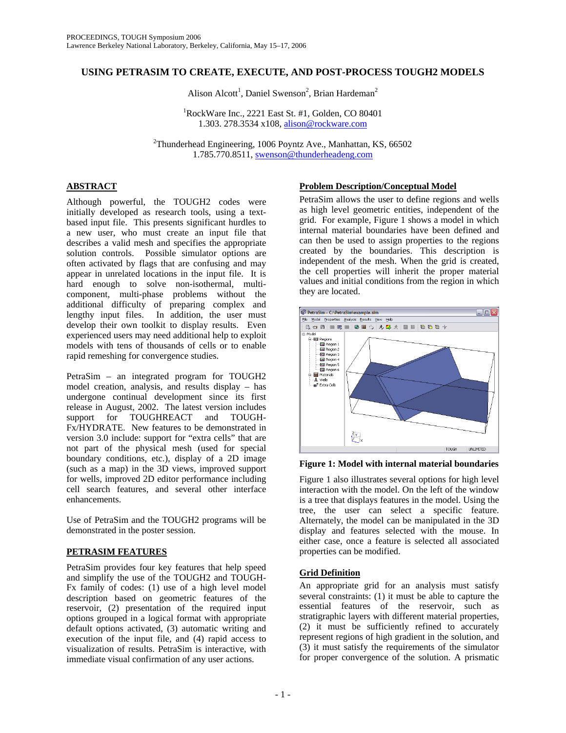# USING PETRASIM TO CREATE, EXECUTE, AND POST-PROCESS TOUGH2 MODELS

Alison Alcott[1], Daniel Swenson[2], Brian Hardeman[2]

[1]RockWare Inc., 2221 East St. #1, Golden, CO 80401
1.303. 278.3534 x108, alison@rockware.com

[2]Thunderhead Engineering, 1006 Poyntz Ave., Manhattan, KS, 66502
1.785.770.8511, swenson@thunderheadeng.com

## ABSTRACT

Although powerful, the TOUGH2 codes were initially developed as research tools, using a text-based input file. This presents significant hurdles to a new user, who must create an input file that describes a valid mesh and specifies the appropriate solution controls. Possible simulator options are often activated by flags that are confusing and may appear in unrelated locations in the input file. It is hard enough to solve non-isothermal, multi-component, multi-phase problems without the additional difficulty of preparing complex and lengthy input files. In addition, the user must develop their own toolkit to display results. Even experienced users may need additional help to exploit models with tens of thousands of cells or to enable rapid remeshing for convergence studies.

PetraSim – an integrated program for TOUGH2 model creation, analysis, and results display – has undergone continual development since its first release in August, 2002. The latest version includes support for TOUGHREACT and TOUGH-Fx/HYDRATE. New features to be demonstrated in version 3.0 include: support for "extra cells" that are not part of the physical mesh (used for special boundary conditions, etc.), display of a 2D image (such as a map) in the 3D views, improved support for wells, improved 2D editor performance including cell search features, and several other interface enhancements.

Use of PetraSim and the TOUGH2 programs will be demonstrated in the poster session.

## PETRASIM FEATURES

PetraSim provides four key features that help speed and simplify the use of the TOUGH2 and TOUGH-Fx family of codes: (1) use of a high level model description based on geometric features of the reservoir, (2) presentation of the required input options grouped in a logical format with appropriate default options activated, (3) automatic writing and execution of the input file, and (4) rapid access to visualization of results. PetraSim is interactive, with immediate visual confirmation of any user actions.

### Problem Description/Conceptual Model

PetraSim allows the user to define regions and wells as high level geometric entities, independent of the grid. For example, Figure 1 shows a model in which internal material boundaries have been defined and can then be used to assign properties to the regions created by the boundaries. This description is independent of the mesh. When the grid is created, the cell properties will inherit the proper material values and initial conditions from the region in which they are located.

**Figure 1: Model with internal material boundaries**

Figure 1 also illustrates several options for high level interaction with the model. On the left of the window is a tree that displays features in the model. Using the tree, the user can select a specific feature. Alternately, the model can be manipulated in the 3D display and features selected with the mouse. In either case, once a feature is selected all associated properties can be modified.

### Grid Definition

An appropriate grid for an analysis must satisfy several constraints: (1) it must be able to capture the essential features of the reservoir, such as stratigraphic layers with different material properties, (2) it must be sufficiently refined to accurately represent regions of high gradient in the solution, and (3) it must satisfy the requirements of the simulator for proper convergence of the solution. A prismatic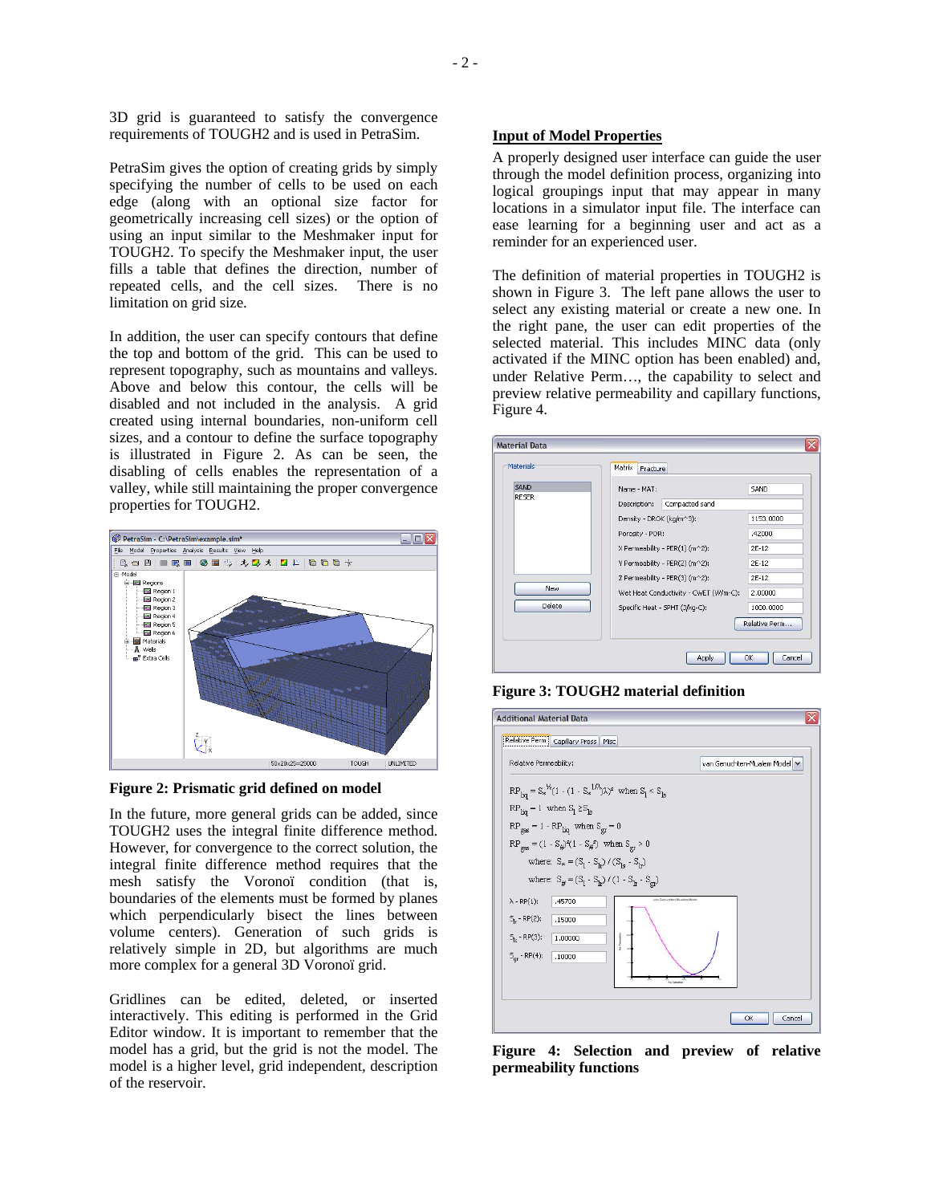3D grid is guaranteed to satisfy the convergence requirements of TOUGH2 and is used in PetraSim.

PetraSim gives the option of creating grids by simply specifying the number of cells to be used on each edge (along with an optional size factor for geometrically increasing cell sizes) or the option of using an input similar to the Meshmaker input for TOUGH2. To specify the Meshmaker input, the user fills a table that defines the direction, number of repeated cells, and the cell sizes. There is no limitation on grid size.

In addition, the user can specify contours that define the top and bottom of the grid. This can be used to represent topography, such as mountains and valleys. Above and below this contour, the cells will be disabled and not included in the analysis. A grid created using internal boundaries, non-uniform cell sizes, and a contour to define the surface topography is illustrated in Figure 2. As can be seen, the disabling of cells enables the representation of a valley, while still maintaining the proper convergence properties for TOUGH2.

**Figure 2: Prismatic grid defined on model**

In the future, more general grids can be added, since TOUGH2 uses the integral finite difference method. However, for convergence to the correct solution, the integral finite difference method requires that the mesh satisfy the Voronoï condition (that is, boundaries of the elements must be formed by planes which perpendicularly bisect the lines between volume centers). Generation of such grids is relatively simple in 2D, but algorithms are much more complex for a general 3D Voronoï grid.

Gridlines can be edited, deleted, or inserted interactively. This editing is performed in the Grid Editor window. It is important to remember that the model has a grid, but the grid is not the model. The model is a higher level, grid independent, description of the reservoir.

## Input of Model Properties

A properly designed user interface can guide the user through the model definition process, organizing into logical groupings input that may appear in many locations in a simulator input file. The interface can ease learning for a beginning user and act as a reminder for an experienced user.

The definition of material properties in TOUGH2 is shown in Figure 3. The left pane allows the user to select any existing material or create a new one. In the right pane, the user can edit properties of the selected material. This includes MINC data (only activated if the MINC option has been enabled) and, under Relative Perm…, the capability to select and preview relative permeability and capillary functions, Figure 4.

**Figure 3: TOUGH2 material definition**

**Figure 4: Selection and preview of relative permeability functions**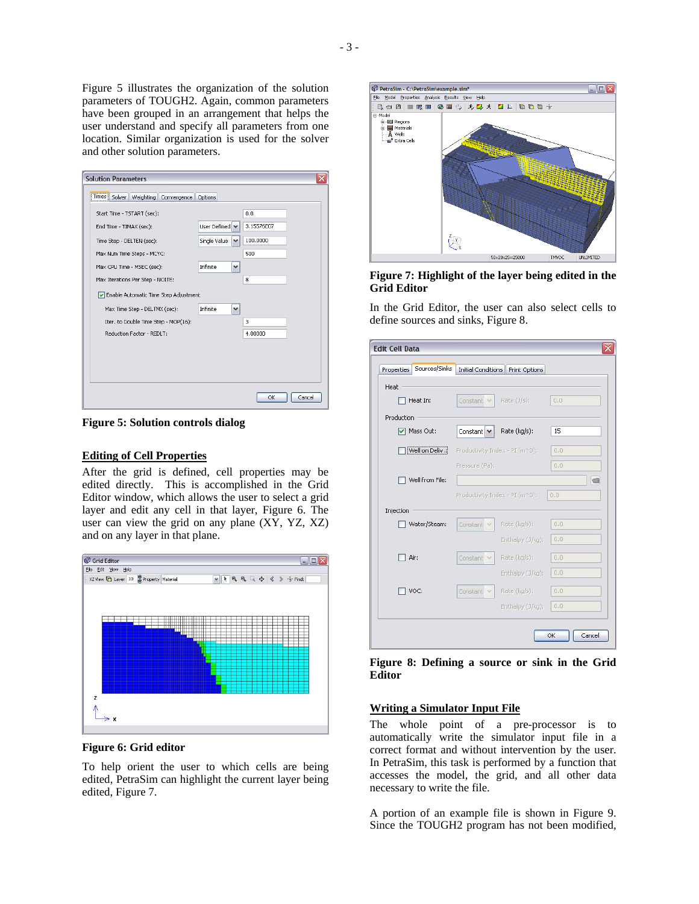Figure 5 illustrates the organization of the solution parameters of TOUGH2. Again, common parameters have been grouped in an arrangement that helps the user understand and specify all parameters from one location. Similar organization is used for the solver and other solution parameters.

**Figure 5: Solution controls dialog**

## Editing of Cell Properties

After the grid is defined, cell properties may be edited directly. This is accomplished in the Grid Editor window, which allows the user to select a grid layer and edit any cell in that layer, Figure 6. The user can view the grid on any plane (XY, YZ, XZ) and on any layer in that plane.

**Figure 6: Grid editor**

To help orient the user to which cells are being edited, PetraSim can highlight the current layer being edited, Figure 7.

**Figure 7: Highlight of the layer being edited in the Grid Editor**

In the Grid Editor, the user can also select cells to define sources and sinks, Figure 8.

**Figure 8: Defining a source or sink in the Grid Editor**

## Writing a Simulator Input File

The whole point of a pre-processor is to automatically write the simulator input file in a correct format and without intervention by the user. In PetraSim, this task is performed by a function that accesses the model, the grid, and all other data necessary to write the file.

A portion of an example file is shown in Figure 9. Since the TOUGH2 program has not been modified,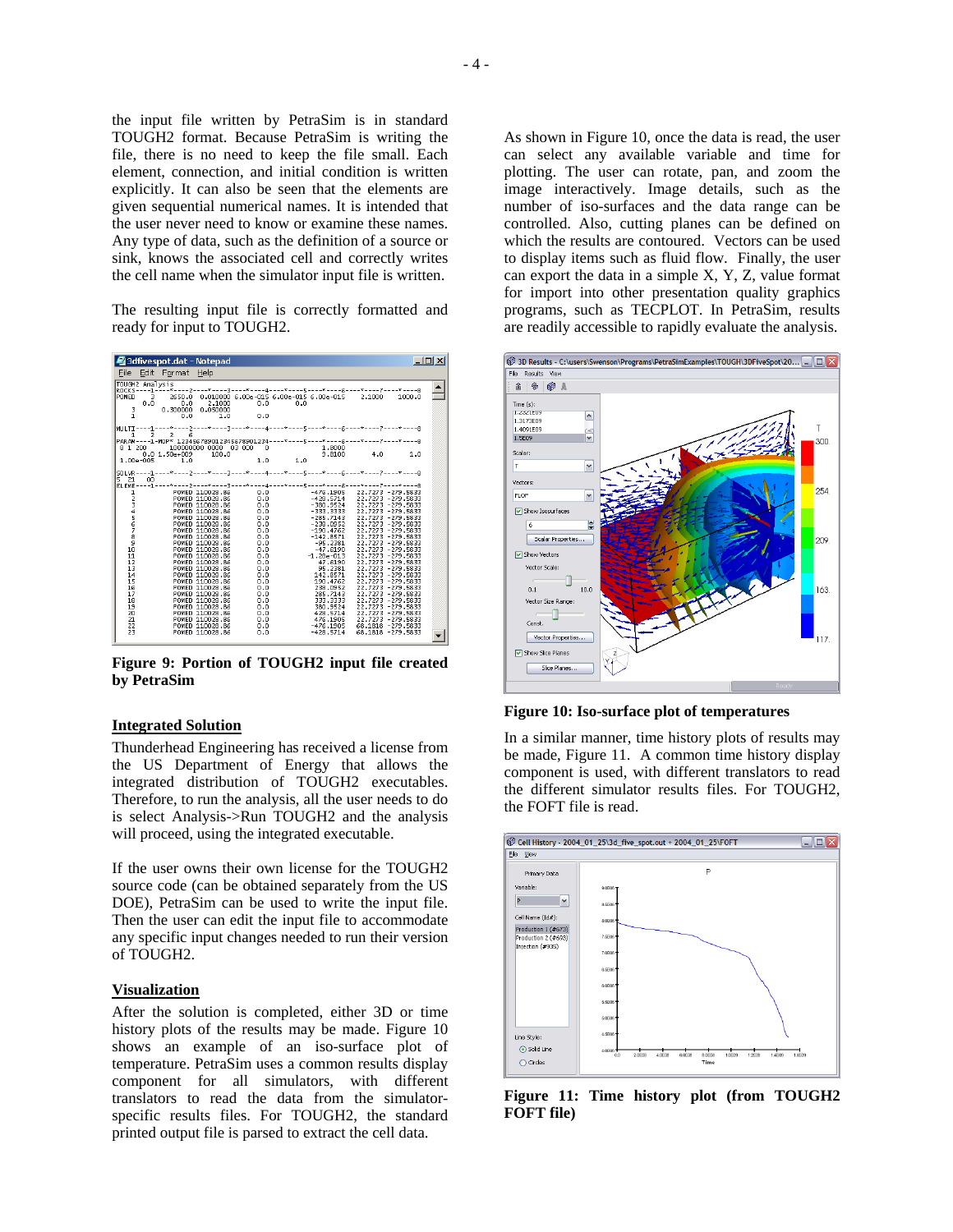the input file written by PetraSim is in standard TOUGH2 format. Because PetraSim is writing the file, there is no need to keep the file small. Each element, connection, and initial condition is written explicitly. It can also be seen that the elements are given sequential numerical names. It is intended that the user never need to know or examine these names. Any type of data, such as the definition of a source or sink, knows the associated cell and correctly writes the cell name when the simulator input file is written.

The resulting input file is correctly formatted and ready for input to TOUGH2.

**Figure 9: Portion of TOUGH2 input file created by PetraSim**

## Integrated Solution

Thunderhead Engineering has received a license from the US Department of Energy that allows the integrated distribution of TOUGH2 executables. Therefore, to run the analysis, all the user needs to do is select Analysis->Run TOUGH2 and the analysis will proceed, using the integrated executable.

If the user owns their own license for the TOUGH2 source code (can be obtained separately from the US DOE), PetraSim can be used to write the input file. Then the user can edit the input file to accommodate any specific input changes needed to run their version of TOUGH2.

## Visualization

After the solution is completed, either 3D or time history plots of the results may be made. Figure 10 shows an example of an iso-surface plot of temperature. PetraSim uses a common results display component for all simulators, with different translators to read the data from the simulator-specific results files. For TOUGH2, the standard printed output file is parsed to extract the cell data.

As shown in Figure 10, once the data is read, the user can select any available variable and time for plotting. The user can rotate, pan, and zoom the image interactively. Image details, such as the number of iso-surfaces and the data range can be controlled. Also, cutting planes can be defined on which the results are contoured. Vectors can be used to display items such as fluid flow. Finally, the user can export the data in a simple X, Y, Z, value format for import into other presentation quality graphics programs, such as TECPLOT. In PetraSim, results are readily accessible to rapidly evaluate the analysis.

**Figure 10: Iso-surface plot of temperatures**

In a similar manner, time history plots of results may be made, Figure 11. A common time history display component is used, with different translators to read the different simulator results files. For TOUGH2, the FOFT file is read.

**Figure 11: Time history plot (from TOUGH2 FOFT file)**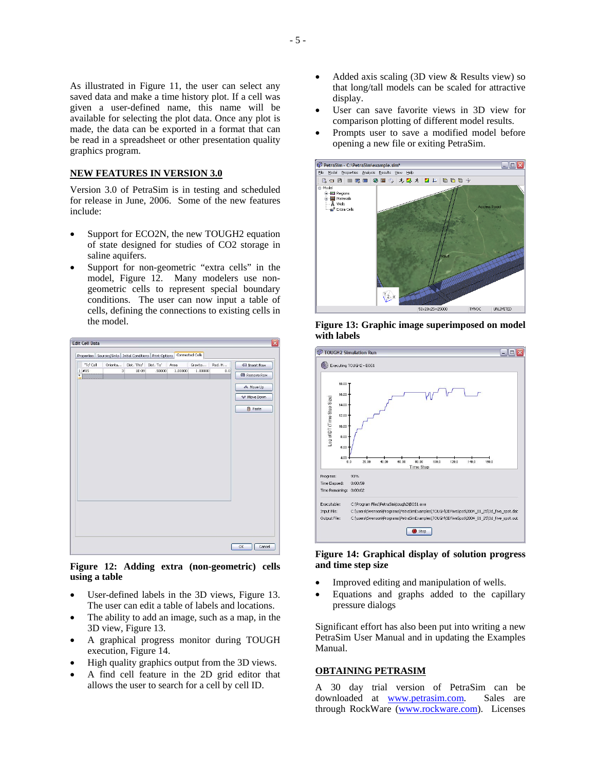As illustrated in Figure 11, the user can select any saved data and make a time history plot. If a cell was given a user-defined name, this name will be available for selecting the plot data. Once any plot is made, the data can be exported in a format that can be read in a spreadsheet or other presentation quality graphics program.

## NEW FEATURES IN VERSION 3.0

Version 3.0 of PetraSim is in testing and scheduled for release in June, 2006. Some of the new features include:

- Support for ECO2N, the new TOUGH2 equation of state designed for studies of CO2 storage in saline aquifers.
- Support for non-geometric "extra cells" in the model, Figure 12. Many modelers use non-geometric cells to represent special boundary conditions. The user can now input a table of cells, defining the connections to existing cells in the model.

**Figure 12: Adding extra (non-geometric) cells using a table**

- User-defined labels in the 3D views, Figure 13. The user can edit a table of labels and locations.
- The ability to add an image, such as a map, in the 3D view, Figure 13.
- A graphical progress monitor during TOUGH execution, Figure 14.
- High quality graphics output from the 3D views.
- A find cell feature in the 2D grid editor that allows the user to search for a cell by cell ID.
- Added axis scaling (3D view & Results view) so that long/tall models can be scaled for attractive display.
- User can save favorite views in 3D view for comparison plotting of different model results.
- Prompts user to save a modified model before opening a new file or exiting PetraSim.

**Figure 13: Graphic image superimposed on model with labels**

**Figure 14: Graphical display of solution progress and time step size**

- Improved editing and manipulation of wells.
- Equations and graphs added to the capillary pressure dialogs

Significant effort has also been put into writing a new PetraSim User Manual and in updating the Examples Manual.

## OBTAINING PETRASIM

A 30 day trial version of PetraSim can be downloaded at www.petrasim.com. Sales are through RockWare (www.rockware.com). Licenses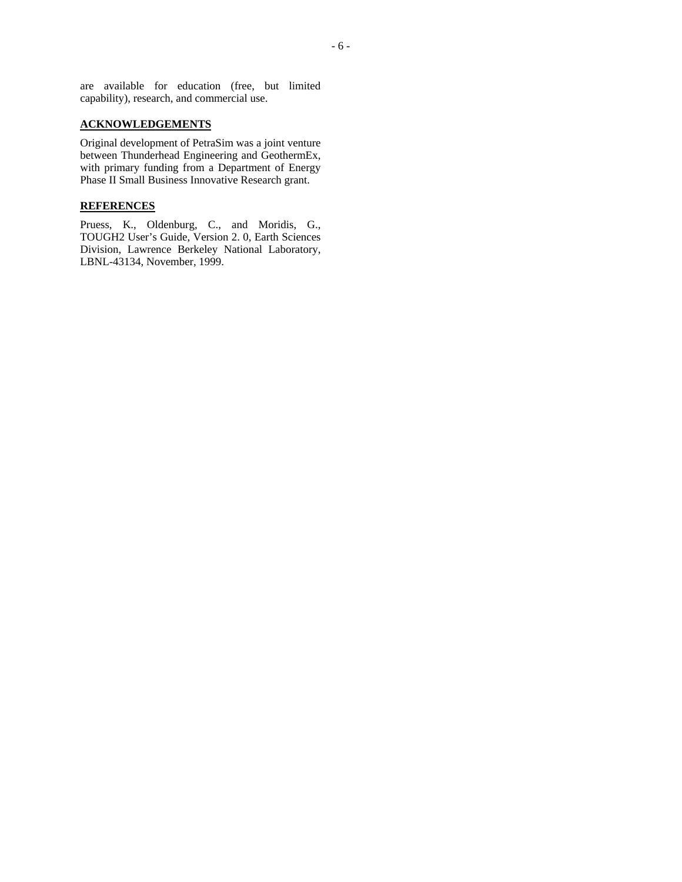are available for education (free, but limited capability), research, and commercial use.

## ACKNOWLEDGEMENTS

Original development of PetraSim was a joint venture between Thunderhead Engineering and GeothermEx, with primary funding from a Department of Energy Phase II Small Business Innovative Research grant.

## REFERENCES

Pruess, K., Oldenburg, C., and Moridis, G., TOUGH2 User's Guide, Version 2. 0, Earth Sciences Division, Lawrence Berkeley National Laboratory, LBNL-43134, November, 1999.